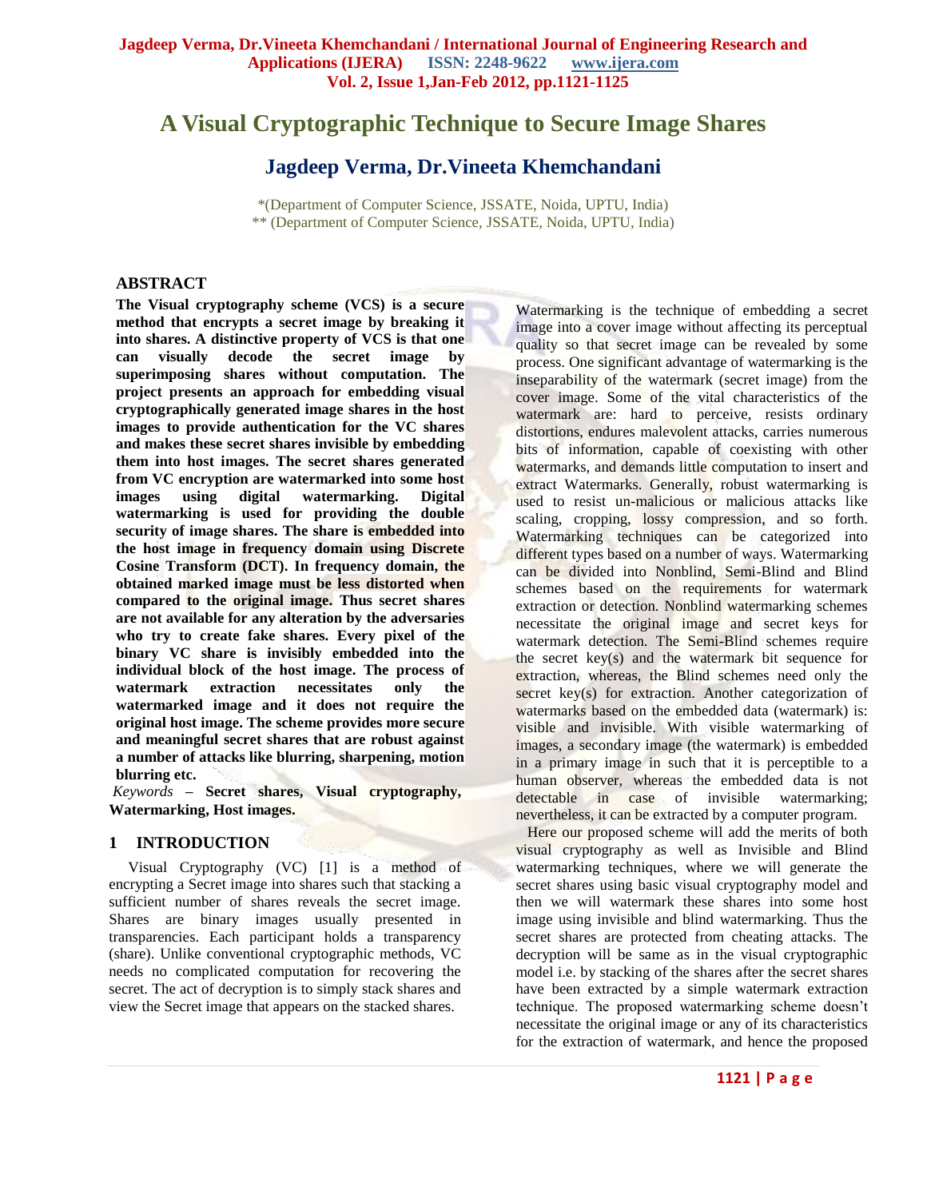# A Visual Cryptographic Technique to Secure Image Shares

## Jagdeep Verma, Dr.Vineeta Khemchandani

*(Department of Computer Science, JSSATE, Noida, UPTU, India)
** (Department of Computer Science, JSSATE, Noida, UPTU, India)

## ABSTRACT

**The Visual cryptography scheme (VCS) is a secure method that encrypts a secret image by breaking it into shares. A distinctive property of VCS is that one can visually decode the secret image by superimposing shares without computation. The project presents an approach for embedding visual cryptographically generated image shares in the host images to provide authentication for the VC shares and makes these secret shares invisible by embedding them into host images. The secret shares generated from VC encryption are watermarked into some host images using digital watermarking. Digital watermarking is used for providing the double security of image shares. The share is embedded into the host image in frequency domain using Discrete Cosine Transform (DCT). In frequency domain, the obtained marked image must be less distorted when compared to the original image. Thus secret shares are not available for any alteration by the adversaries who try to create fake shares. Every pixel of the binary VC share is invisibly embedded into the individual block of the host image. The process of watermark extraction necessitates only the watermarked image and it does not require the original host image. The scheme provides more secure and meaningful secret shares that are robust against a number of attacks like blurring, sharpening, motion blurring etc.**

*Keywords* – **Secret shares, Visual cryptography, Watermarking, Host images.**

## 1 INTRODUCTION

Visual Cryptography (VC) [1] is a method of encrypting a Secret image into shares such that stacking a sufficient number of shares reveals the secret image. Shares are binary images usually presented in transparencies. Each participant holds a transparency (share). Unlike conventional cryptographic methods, VC needs no complicated computation for recovering the secret. The act of decryption is to simply stack shares and view the Secret image that appears on the stacked shares.

Watermarking is the technique of embedding a secret image into a cover image without affecting its perceptual quality so that secret image can be revealed by some process. One significant advantage of watermarking is the inseparability of the watermark (secret image) from the cover image. Some of the vital characteristics of the watermark are: hard to perceive, resists ordinary distortions, endures malevolent attacks, carries numerous bits of information, capable of coexisting with other watermarks, and demands little computation to insert and extract Watermarks. Generally, robust watermarking is used to resist un-malicious or malicious attacks like scaling, cropping, lossy compression, and so forth. Watermarking techniques can be categorized into different types based on a number of ways. Watermarking can be divided into Nonblind, Semi-Blind and Blind schemes based on the requirements for watermark extraction or detection. Nonblind watermarking schemes necessitate the original image and secret keys for watermark detection. The Semi-Blind schemes require the secret key(s) and the watermark bit sequence for extraction, whereas, the Blind schemes need only the secret key(s) for extraction. Another categorization of watermarks based on the embedded data (watermark) is: visible and invisible. With visible watermarking of images, a secondary image (the watermark) is embedded in a primary image in such that it is perceptible to a human observer, whereas the embedded data is not detectable in case of invisible watermarking; nevertheless, it can be extracted by a computer program.

Here our proposed scheme will add the merits of both visual cryptography as well as Invisible and Blind watermarking techniques, where we will generate the secret shares using basic visual cryptography model and then we will watermark these shares into some host image using invisible and blind watermarking. Thus the secret shares are protected from cheating attacks. The decryption will be same as in the visual cryptographic model i.e. by stacking of the shares after the secret shares have been extracted by a simple watermark extraction technique. The proposed watermarking scheme doesn't necessitate the original image or any of its characteristics for the extraction of watermark, and hence the proposed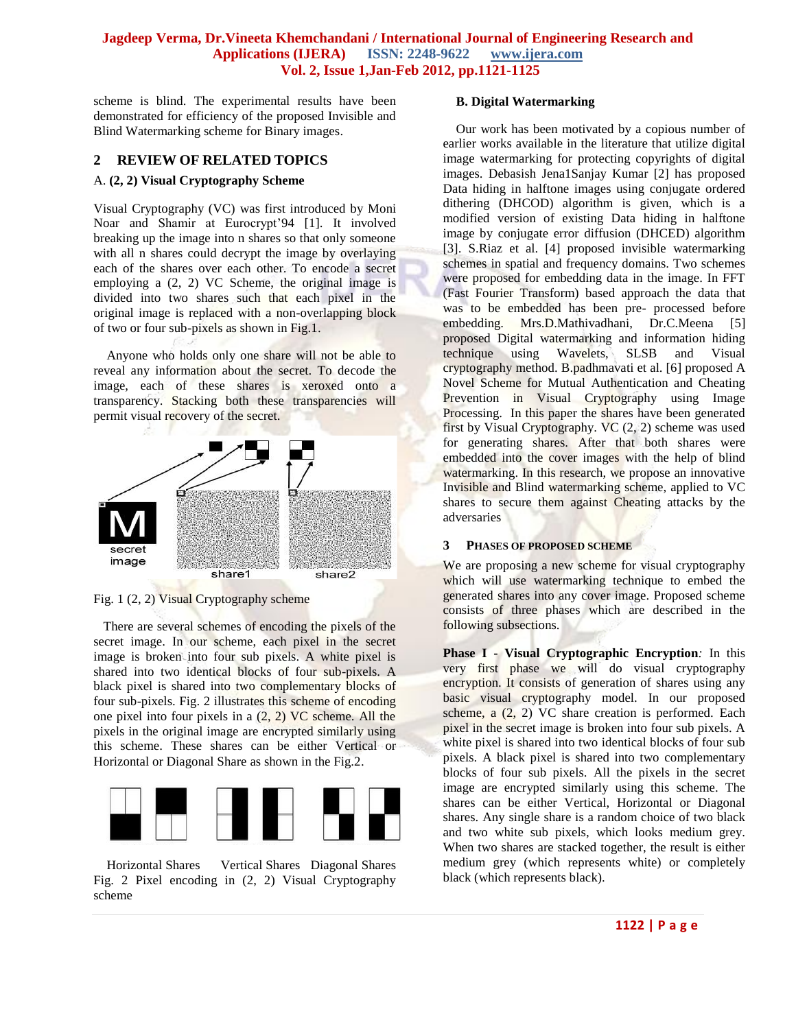scheme is blind. The experimental results have been demonstrated for efficiency of the proposed Invisible and Blind Watermarking scheme for Binary images.

## 2 REVIEW OF RELATED TOPICS

### A. (2, 2) Visual Cryptography Scheme

Visual Cryptography (VC) was first introduced by Moni Noar and Shamir at Eurocrypt'94 [1]. It involved breaking up the image into n shares so that only someone with all n shares could decrypt the image by overlaying each of the shares over each other. To encode a secret employing a (2, 2) VC Scheme, the original image is divided into two shares such that each pixel in the original image is replaced with a non-overlapping block of two or four sub-pixels as shown in Fig.1.

Anyone who holds only one share will not be able to reveal any information about the secret. To decode the image, each of these shares is xeroxed onto a transparency. Stacking both these transparencies will permit visual recovery of the secret.

Fig. 1 (2, 2) Visual Cryptography scheme

There are several schemes of encoding the pixels of the secret image. In our scheme, each pixel in the secret image is broken into four sub pixels. A white pixel is shared into two identical blocks of four sub-pixels. A black pixel is shared into two complementary blocks of four sub-pixels. Fig. 2 illustrates this scheme of encoding one pixel into four pixels in a (2, 2) VC scheme. All the pixels in the original image are encrypted similarly using this scheme. These shares can be either Vertical or Horizontal or Diagonal Share as shown in the Fig.2.

Horizontal Shares Vertical Shares Diagonal Shares

Fig. 2 Pixel encoding in (2, 2) Visual Cryptography scheme

### B. Digital Watermarking

Our work has been motivated by a copious number of earlier works available in the literature that utilize digital image watermarking for protecting copyrights of digital images. Debasish Jena1Sanjay Kumar [2] has proposed Data hiding in halftone images using conjugate ordered dithering (DHCOD) algorithm is given, which is a modified version of existing Data hiding in halftone image by conjugate error diffusion (DHCED) algorithm [3]. S.Riaz et al. [4] proposed invisible watermarking schemes in spatial and frequency domains. Two schemes were proposed for embedding data in the image. In FFT (Fast Fourier Transform) based approach the data that was to be embedded has been pre- processed before embedding. Mrs.D.Mathivadhani, Dr.C.Meena [5] proposed Digital watermarking and information hiding technique using Wavelets, SLSB and Visual cryptography method. B.padhmavati et al. [6] proposed A Novel Scheme for Mutual Authentication and Cheating Prevention in Visual Cryptography using Image Processing. In this paper the shares have been generated first by Visual Cryptography. VC (2, 2) scheme was used for generating shares. After that both shares were embedded into the cover images with the help of blind watermarking. In this research, we propose an innovative Invisible and Blind watermarking scheme, applied to VC shares to secure them against Cheating attacks by the adversaries

## 3 PHASES OF PROPOSED SCHEME

We are proposing a new scheme for visual cryptography which will use watermarking technique to embed the generated shares into any cover image. Proposed scheme consists of three phases which are described in the following subsections.

**Phase I - Visual Cryptographic Encryption***:* In this very first phase we will do visual cryptography encryption. It consists of generation of shares using any basic visual cryptography model. In our proposed scheme, a (2, 2) VC share creation is performed. Each pixel in the secret image is broken into four sub pixels. A white pixel is shared into two identical blocks of four sub pixels. A black pixel is shared into two complementary blocks of four sub pixels. All the pixels in the secret image are encrypted similarly using this scheme. The shares can be either Vertical, Horizontal or Diagonal shares. Any single share is a random choice of two black and two white sub pixels, which looks medium grey. When two shares are stacked together, the result is either medium grey (which represents white) or completely black (which represents black).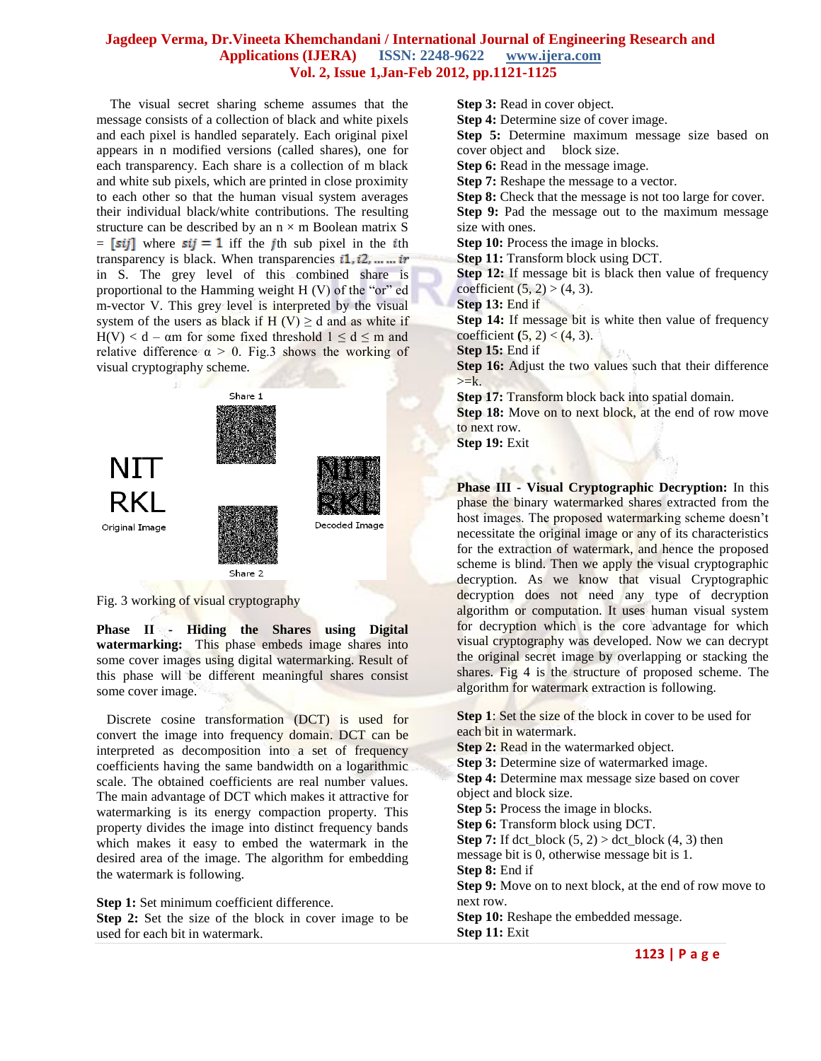The visual secret sharing scheme assumes that the message consists of a collection of black and white pixels and each pixel is handled separately. Each original pixel appears in n modified versions (called shares), one for each transparency. Each share is a collection of m black and white sub pixels, which are printed in close proximity to each other so that the human visual system averages their individual black/white contributions. The resulting structure can be described by an n × m Boolean matrix S = $[s_{ij}]$ where $s_{ij} = 1$ iff the $j$th sub pixel in the $i$th transparency is black. When transparencies $i_1, i_2, \ldots \ldots i_r$ in S. The grey level of this combined share is proportional to the Hamming weight H (V) of the "or" ed m-vector V. This grey level is interpreted by the visual system of the users as black if H (V) ≥ d and as white if H(V) < d – αm for some fixed threshold 1 ≤ d ≤ m and relative difference α > 0. Fig.3 shows the working of visual cryptography scheme.

Fig. 3 working of visual cryptography

**Phase II - Hiding the Shares using Digital watermarking:** This phase embeds image shares into some cover images using digital watermarking. Result of this phase will be different meaningful shares consist some cover image.

Discrete cosine transformation (DCT) is used for convert the image into frequency domain. DCT can be interpreted as decomposition into a set of frequency coefficients having the same bandwidth on a logarithmic scale. The obtained coefficients are real number values. The main advantage of DCT which makes it attractive for watermarking is its energy compaction property. This property divides the image into distinct frequency bands which makes it easy to embed the watermark in the desired area of the image. The algorithm for embedding the watermark is following.

**Step 1:** Set minimum coefficient difference.
**Step 2:** Set the size of the block in cover image to be used for each bit in watermark.
**Step 3:** Read in cover object.
**Step 4:** Determine size of cover image.
**Step 5:** Determine maximum message size based on cover object and block size.
**Step 6:** Read in the message image.
**Step 7:** Reshape the message to a vector.
**Step 8:** Check that the message is not too large for cover.
**Step 9:** Pad the message out to the maximum message size with ones.
**Step 10:** Process the image in blocks.
**Step 11:** Transform block using DCT.
**Step 12:** If message bit is black then value of frequency coefficient (5, 2) > (4, 3).
**Step 13:** End if
**Step 14:** If message bit is white then value of frequency coefficient **(**5, 2) < (4, 3).
**Step 15:** End if
**Step 16:** Adjust the two values such that their difference >=k.
**Step 17:** Transform block back into spatial domain.
**Step 18:** Move on to next block, at the end of row move to next row.
**Step 19:** Exit

**Phase III - Visual Cryptographic Decryption:** In this phase the binary watermarked shares extracted from the host images. The proposed watermarking scheme doesn't necessitate the original image or any of its characteristics for the extraction of watermark, and hence the proposed scheme is blind. Then we apply the visual cryptographic decryption. As we know that visual Cryptographic decryption does not need any type of decryption algorithm or computation. It uses human visual system for decryption which is the core advantage for which visual cryptography was developed. Now we can decrypt the original secret image by overlapping or stacking the shares. Fig 4 is the structure of proposed scheme. The algorithm for watermark extraction is following.

**Step 1**: Set the size of the block in cover to be used for each bit in watermark.
**Step 2:** Read in the watermarked object.
**Step 3:** Determine size of watermarked image.
**Step 4:** Determine max message size based on cover object and block size.
**Step 5:** Process the image in blocks.
**Step 6:** Transform block using DCT.
**Step 7:** If dct_block (5, 2) > dct_block (4, 3) then message bit is 0, otherwise message bit is 1.
**Step 8:** End if
**Step 9:** Move on to next block, at the end of row move to next row.
**Step 10:** Reshape the embedded message.
**Step 11:** Exit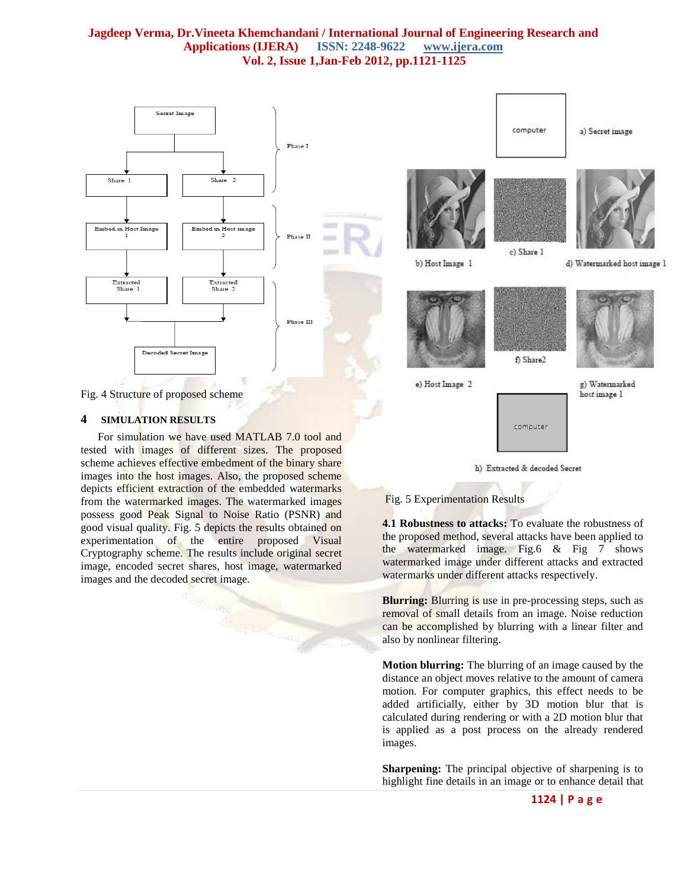Fig. 4 Structure of proposed scheme

## 4 SIMULATION RESULTS

For simulation we have used MATLAB 7.0 tool and tested with images of different sizes. The proposed scheme achieves effective embedment of the binary share images into the host images. Also, the proposed scheme depicts efficient extraction of the embedded watermarks from the watermarked images. The watermarked images possess good Peak Signal to Noise Ratio (PSNR) and good visual quality. Fig. 5 depicts the results obtained on experimentation of the entire proposed Visual Cryptography scheme. The results include original secret image, encoded secret shares, host image, watermarked images and the decoded secret image.

Fig. 5 Experimentation Results

**4.1 Robustness to attacks:** To evaluate the robustness of the proposed method, several attacks have been applied to the watermarked image. Fig.6 & Fig 7 shows watermarked image under different attacks and extracted watermarks under different attacks respectively.

**Blurring:** Blurring is use in pre-processing steps, such as removal of small details from an image. Noise reduction can be accomplished by blurring with a linear filter and also by nonlinear filtering.

**Motion blurring:** The blurring of an image caused by the distance an object moves relative to the amount of camera motion. For computer graphics, this effect needs to be added artificially, either by 3D motion blur that is calculated during rendering or with a 2D motion blur that is applied as a post process on the already rendered images.

**Sharpening:** The principal objective of sharpening is to highlight fine details in an image or to enhance detail that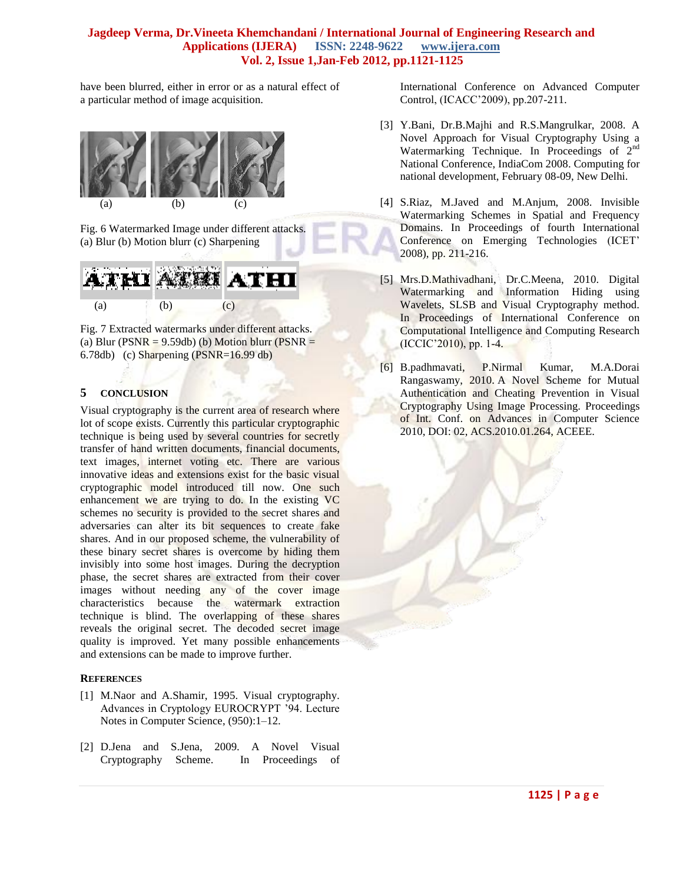have been blurred, either in error or as a natural effect of a particular method of image acquisition.

(a) (b) (c)

Fig. 6 Watermarked Image under different attacks. (a) Blur (b) Motion blur (c) Sharpening

(a) (b) (c)

Fig. 7 Extracted watermarks under different attacks. (a) Blur (PSNR = 9.59db) (b) Motion blur (PSNR = 6.78db) (c) Sharpening (PSNR=16.99 db)

## 5 CONCLUSION

Visual cryptography is the current area of research where lot of scope exists. Currently this particular cryptographic technique is being used by several countries for secretly transfer of hand written documents, financial documents, text images, internet voting etc. There are various innovative ideas and extensions exist for the basic visual cryptographic model introduced till now. One such enhancement we are trying to do. In the existing VC schemes no security is provided to the secret shares and adversaries can alter its bit sequences to create fake shares. And in our proposed scheme, the vulnerability of these binary secret shares is overcome by hiding them invisibly into some host images. During the decryption phase, the secret shares are extracted from their cover images without needing any of the cover image characteristics because the watermark extraction technique is blind. The overlapping of these shares reveals the original secret. The decoded secret image quality is improved. Yet many possible enhancements and extensions can be made to improve further.

### REFERENCES

[1] M.Naor and A.Shamir, 1995. Visual cryptography. Advances in Cryptology EUROCRYPT '94. Lecture Notes in Computer Science, (950):1–12.

[2] D.Jena and S.Jena, 2009. A Novel Visual Cryptography Scheme. In Proceedings of International Conference on Advanced Computer Control, (ICACC'2009), pp.207-211.

[3] Y.Bani, Dr.B.Majhi and R.S.Mangrulkar, 2008. A Novel Approach for Visual Cryptography Using a Watermarking Technique. In Proceedings of 2nd National Conference, IndiaCom 2008. Computing for national development, February 08-09, New Delhi.

[4] S.Riaz, M.Javed and M.Anjum, 2008. Invisible Watermarking Schemes in Spatial and Frequency Domains. In Proceedings of fourth International Conference on Emerging Technologies (ICET' 2008), pp. 211-216.

[5] Mrs.D.Mathivadhani, Dr.C.Meena, 2010. Digital Watermarking and Information Hiding using Wavelets, SLSB and Visual Cryptography method. In Proceedings of International Conference on Computational Intelligence and Computing Research (ICCIC'2010), pp. 1-4.

[6] B.padhmavati, P.Nirmal Kumar, M.A.Dorai Rangaswamy, 2010. A Novel Scheme for Mutual Authentication and Cheating Prevention in Visual Cryptography Using Image Processing. Proceedings of Int. Conf. on Advances in Computer Science 2010, DOI: 02, ACS.2010.01.264, ACEEE.